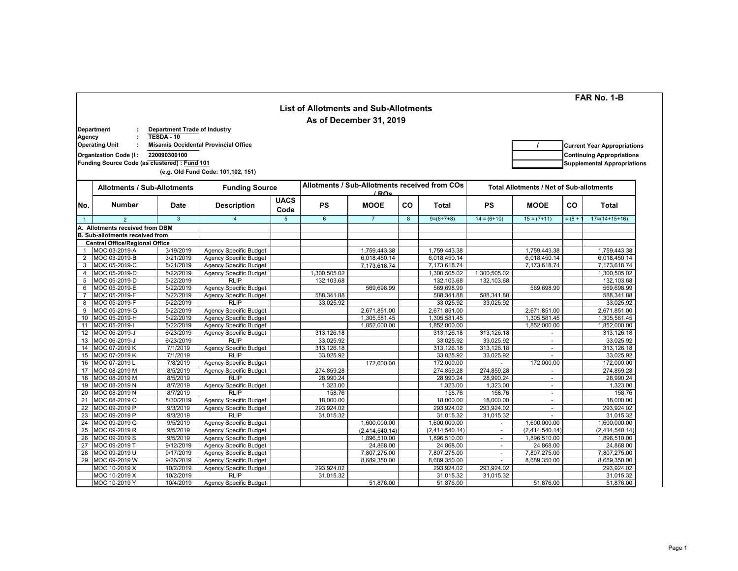**FAR No. 1-B**

## List of Allotments and Sub-Allotments

### As of December 31, 2019

**Department** : **Department Trade of Industry**
**Agency** : **TESDA - 10**
**Operating Unit** : **Misamis Occidental Provincial Office**
**Organization Code (l** : **220090300100**
**Funding Source Code (as clustered) : Fund 101**
**(e.g. Old Fund Code: 101,102, 151)**

| / | **Current Year Appropriations** |
|---|---|
| | **Continuing Appropriations** |
| | **Supplemental Appropriations** |

| No. | Allotments / Sub-Allotments | | Funding Source | | Allotments / Sub-Allotments received from COs / ROs | | | | Total Allotments / Net of Sub-allotments | | | |
|---|---|---|---|---|---|---|---|---|---|---|---|---|
| | Number | Date | Description | UACS Code | PS | MOOE | CO | Total | PS | MOOE | CO | Total |
| 1 | 2 | 3 | 4 | 5 | 6 | 7 | 8 | 9=(6+7+8) | 14 = (6+10) | 15 = (7+11) | = (8 + 1 | 17=(14+15+16) |
| **A. Allotments received from DBM** | | | | | | | | | | | | |
| **B. Sub-allotments received from** | | | | | | | | | | | | |
| **Central Office/Regional Office** | | | | | | | | | | | | |
| 1 | MOC 03-2019-A | 3/19/2019 | Agency Specific Budget | | | 1,759,443.38 | | 1,759,443.38 | | 1,759,443.38 | | 1,759,443.38 |
| 2 | MOC 03-2019-B | 3/21/2019 | Agency Specific Budget | | | 6,018,450.14 | | 6,018,450.14 | | 6,018,450.14 | | 6,018,450.14 |
| 3 | MOC 05-2019-C | 5/21/2019 | Agency Specific Budget | | | 7,173,618.74 | | 7,173,618.74 | | 7,173,618.74 | | 7,173,618.74 |
| 4 | MOC 05-2019-D | 5/22/2019 | Agency Specific Budget | | 1,300,505.02 | | | 1,300,505.02 | 1,300,505.02 | | | 1,300,505.02 |
| 5 | MOC 05-2019-D | 5/22/2019 | RLIP | | 132,103.68 | | | 132,103.68 | 132,103.68 | | | 132,103.68 |
| 6 | MOC 05-2019-E | 5/22/2019 | Agency Specific Budget | | | 569,698.99 | | 569,698.99 | | 569,698.99 | | 569,698.99 |
| 7 | MOC 05-2019-F | 5/22/2019 | Agency Specific Budget | | 588,341.88 | | | 588,341.88 | 588,341.88 | | | 588,341.88 |
| 8 | MOC 05-2019-F | 5/22/2019 | RLIP | | 33,025.92 | | | 33,025.92 | 33,025.92 | | | 33,025.92 |
| 9 | MOC 05-2019-G | 5/22/2019 | Agency Specific Budget | | | 2,671,851.00 | | 2,671,851.00 | | 2,671,851.00 | | 2,671,851.00 |
| 10 | MOC 05-2019-H | 5/22/2019 | Agency Specific Budget | | | 1,305,581.45 | | 1,305,581.45 | | 1,305,581.45 | | 1,305,581.45 |
| 11 | MOC 05-2019-I | 5/22/2019 | Agency Specific Budget | | | 1,852,000.00 | | 1,852,000.00 | | 1,852,000.00 | | 1,852,000.00 |
| 12 | MOC 06-2019-J | 6/23/2019 | Agency Specific Budget | | 313,126.18 | | | 313,126.18 | 313,126.18 | - | | 313,126.18 |
| 13 | MOC 06-2019-J | 6/23/2019 | RLIP | | 33,025.92 | | | 33,025.92 | 33,025.92 | - | | 33,025.92 |
| 14 | MOC 07-2019 K | 7/1/2019 | Agency Specific Budget | | 313,126.18 | | | 313,126.18 | 313,126.18 | - | | 313,126.18 |
| 15 | MOC 07-2019 K | 7/1/2019 | RLIP | | 33,025.92 | | | 33,025.92 | 33,025.92 | - | | 33,025.92 |
| 16 | MOC 07-2019 L | 7/8/2019 | Agency Specific Budget | | | 172,000.00 | | 172,000.00 | - | 172,000.00 | | 172,000.00 |
| 17 | MOC 08-2019 M | 8/5/2019 | Agency Specific Budget | | 274,859.28 | | | 274,859.28 | 274,859.28 | - | | 274,859.28 |
| 18 | MOC 08-2019 M | 8/5/2019 | RLIP | | 28,990.24 | | | 28,990.24 | 28,990.24 | - | | 28,990.24 |
| 19 | MOC 08-2019 N | 8/7/2019 | Agency Specific Budget | | 1,323.00 | | | 1,323.00 | 1,323.00 | - | | 1,323.00 |
| 20 | MOC 08-2019 N | 8/7/2019 | RLIP | | 158.76 | | | 158.76 | 158.76 | - | | 158.76 |
| 21 | MOC 08-2019 O | 8/30/2019 | Agency Specific Budget | | 18,000.00 | | | 18,000.00 | 18,000.00 | - | | 18,000.00 |
| 22 | MOC 09-2019 P | 9/3/2019 | Agency Specific Budget | | 293,924.02 | | | 293,924.02 | 293,924.02 | - | | 293,924.02 |
| 23 | MOC 09-2019 P | 9/3/2019 | RLIP | | 31,015.32 | | | 31,015.32 | 31,015.32 | - | | 31,015.32 |
| 24 | MOC 09-2019 Q | 9/5/2019 | Agency Specific Budget | | | 1,600,000.00 | | 1,600,000.00 | - | 1,600,000.00 | | 1,600,000.00 |
| 25 | MOC 09-2019 R | 9/5/2019 | Agency Specific Budget | | | (2,414,540.14) | | (2,414,540.14) | - | (2,414,540.14) | | (2,414,540.14) |
| 26 | MOC 09-2019 S | 9/5/2019 | Agency Specific Budget | | | 1,896,510.00 | | 1,896,510.00 | - | 1,896,510.00 | | 1,896,510.00 |
| 27 | MOC 09-2019 T | 9/12/2019 | Agency Specific Budget | | | 24,868.00 | | 24,868.00 | - | 24,868.00 | | 24,868.00 |
| 28 | MOC 09-2019 U | 9/17/2019 | Agency Specific Budget | | | 7,807,275.00 | | 7,807,275.00 | - | 7,807,275.00 | | 7,807,275.00 |
| 29 | MOC 09-2019 W | 9/26/2019 | Agency Specific Budget | | | 8,689,350.00 | | 8,689,350.00 | - | 8,689,350.00 | | 8,689,350.00 |
| | MOC 10-2019 X | 10/2/2019 | Agency Specific Budget | | 293,924.02 | | | 293,924.02 | 293,924.02 | | | 293,924.02 |
| | MOC 10-2019 X | 10/2/2019 | RLIP | | 31,015.32 | | | 31,015.32 | 31,015.32 | | | 31,015.32 |
| | MOC 10-2019 Y | 10/4/2019 | Agency Specific Budget | | | 51,876.00 | | 51,876.00 | | 51,876.00 | | 51,876.00 |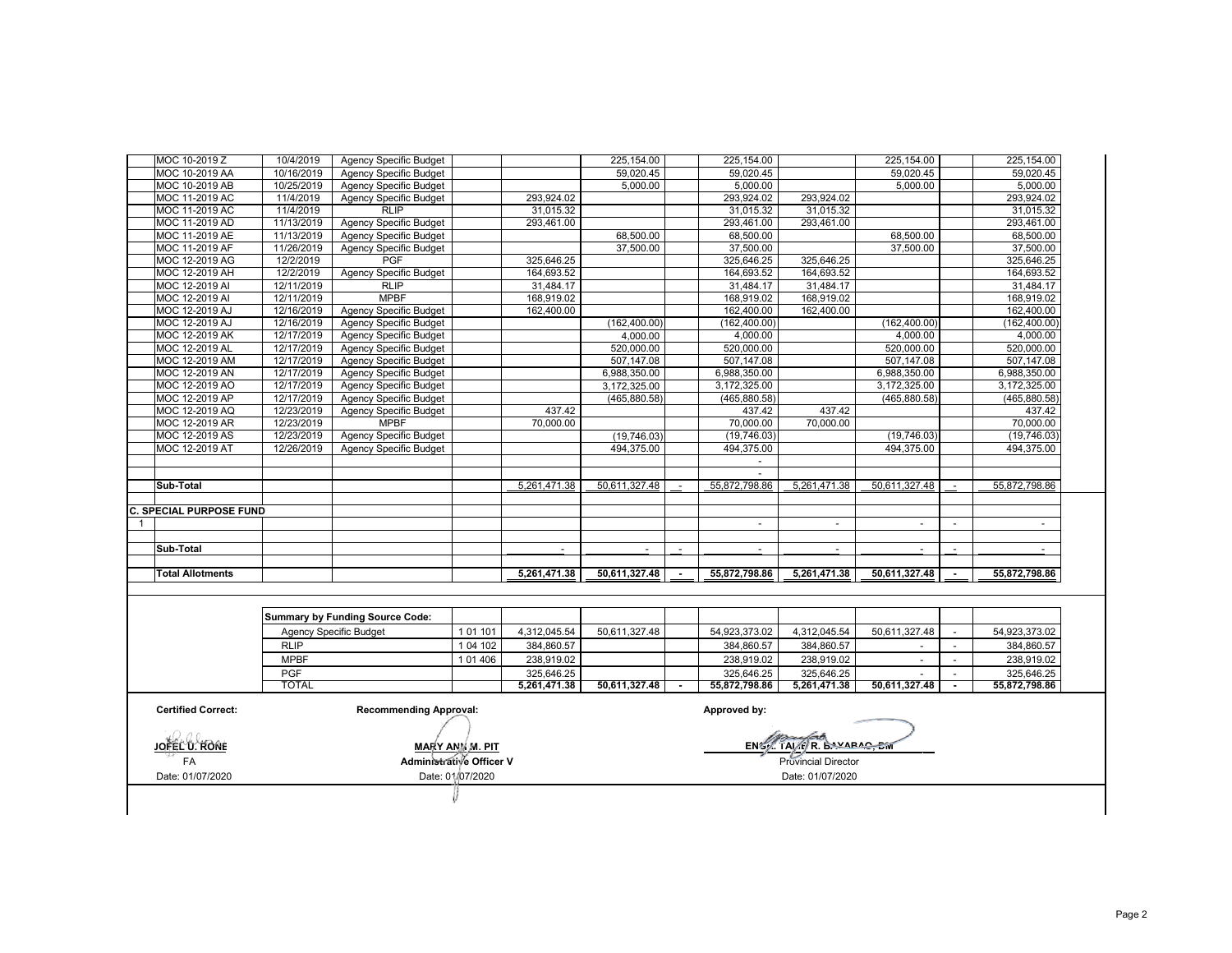| | | | | | | | | | | | | |
|---|---|---|---|---|---|---|---|---|---|---|---|---|
| | MOC 10-2019 Z | 10/4/2019 | Agency Specific Budget | | | 225,154.00 | | 225,154.00 | | 225,154.00 | | 225,154.00 |
| | MOC 10-2019 AA | 10/16/2019 | Agency Specific Budget | | | 59,020.45 | | 59,020.45 | | 59,020.45 | | 59,020.45 |
| | MOC 10-2019 AB | 10/25/2019 | Agency Specific Budget | | | 5,000.00 | | 5,000.00 | | 5,000.00 | | 5,000.00 |
| | MOC 11-2019 AC | 11/4/2019 | Agency Specific Budget | | 293,924.02 | | | 293,924.02 | 293,924.02 | | | 293,924.02 |
| | MOC 11-2019 AC | 11/4/2019 | RLIP | | 31,015.32 | | | 31,015.32 | 31,015.32 | | | 31,015.32 |
| | MOC 11-2019 AD | 11/13/2019 | Agency Specific Budget | | 293,461.00 | | | 293,461.00 | 293,461.00 | | | 293,461.00 |
| | MOC 11-2019 AE | 11/13/2019 | Agency Specific Budget | | | 68,500.00 | | 68,500.00 | | 68,500.00 | | 68,500.00 |
| | MOC 11-2019 AF | 11/26/2019 | Agency Specific Budget | | | 37,500.00 | | 37,500.00 | | 37,500.00 | | 37,500.00 |
| | MOC 12-2019 AG | 12/2/2019 | PGF | | 325,646.25 | | | 325,646.25 | 325,646.25 | | | 325,646.25 |
| | MOC 12-2019 AH | 12/2/2019 | Agency Specific Budget | | 164,693.52 | | | 164,693.52 | 164,693.52 | | | 164,693.52 |
| | MOC 12-2019 AI | 12/11/2019 | RLIP | | 31,484.17 | | | 31,484.17 | 31,484.17 | | | 31,484.17 |
| | MOC 12-2019 AI | 12/11/2019 | MPBF | | 168,919.02 | | | 168,919.02 | 168,919.02 | | | 168,919.02 |
| | MOC 12-2019 AJ | 12/16/2019 | Agency Specific Budget | | 162,400.00 | | | 162,400.00 | 162,400.00 | | | 162,400.00 |
| | MOC 12-2019 AJ | 12/16/2019 | Agency Specific Budget | | | (162,400.00) | | (162,400.00) | | (162,400.00) | | (162,400.00) |
| | MOC 12-2019 AK | 12/17/2019 | Agency Specific Budget | | | 4,000.00 | | 4,000.00 | | 4,000.00 | | 4,000.00 |
| | MOC 12-2019 AL | 12/17/2019 | Agency Specific Budget | | | 520,000.00 | | 520,000.00 | | 520,000.00 | | 520,000.00 |
| | MOC 12-2019 AM | 12/17/2019 | Agency Specific Budget | | | 507,147.08 | | 507,147.08 | | 507,147.08 | | 507,147.08 |
| | MOC 12-2019 AN | 12/17/2019 | Agency Specific Budget | | | 6,988,350.00 | | 6,988,350.00 | | 6,988,350.00 | | 6,988,350.00 |
| | MOC 12-2019 AO | 12/17/2019 | Agency Specific Budget | | | 3,172,325.00 | | 3,172,325.00 | | 3,172,325.00 | | 3,172,325.00 |
| | MOC 12-2019 AP | 12/17/2019 | Agency Specific Budget | | | (465,880.58) | | (465,880.58) | | (465,880.58) | | (465,880.58) |
| | MOC 12-2019 AQ | 12/23/2019 | Agency Specific Budget | | 437.42 | | | 437.42 | 437.42 | | | 437.42 |
| | MOC 12-2019 AR | 12/23/2019 | MPBF | | 70,000.00 | | | 70,000.00 | 70,000.00 | | | 70,000.00 |
| | MOC 12-2019 AS | 12/23/2019 | Agency Specific Budget | | | (19,746.03) | | (19,746.03) | | (19,746.03) | | (19,746.03) |
| | MOC 12-2019 AT | 12/26/2019 | Agency Specific Budget | | | 494,375.00 | | 494,375.00 | | 494,375.00 | | 494,375.00 |
| | | | | | | | | - | | | | |
| | | | | | | | | - | | | | |
| | **Sub-Total** | | | | 5,261,471.38 | 50,611,327.48 | - | 55,872,798.86 | 5,261,471.38 | 50,611,327.48 | - | 55,872,798.86 |
| | | | | | | | | | | | | |
| **C. SPECIAL PURPOSE FUND** | | | | | | | | | | | | |
| 1 | | | | | | | | - | - | - | - | - |
| | | | | | | | | | | | | |
| | **Sub-Total** | | | | - | - | - | - | - | - | - | - |
| | | | | | | | | | | | | |
| | **Total Allotments** | | | | **5,261,471.38** | **50,611,327.48** | **-** | **55,872,798.86** | **5,261,471.38** | **50,611,327.48** | **-** | **55,872,798.86** |
| | | | | | | | | | | | | |
| | | **Summary by Funding Source Code:** | | | | | | | | | | |
| | | Agency Specific Budget | | 1 01 101 | 4,312,045.54 | 50,611,327.48 | | 54,923,373.02 | 4,312,045.54 | 50,611,327.48 | - | 54,923,373.02 |
| | | RLIP | | 1 04 102 | 384,860.57 | | | 384,860.57 | 384,860.57 | - | - | 384,860.57 |
| | | MPBF | | 1 01 406 | 238,919.02 | | | 238,919.02 | 238,919.02 | - | - | 238,919.02 |
| | | PGF | | | 325,646.25 | | | 325,646.25 | 325,646.25 | - | - | 325,646.25 |
| | | TOTAL | | | **5,261,471.38** | **50,611,327.48** | **-** | **55,872,798.86** | **5,261,471.38** | **50,611,327.48** | **-** | **55,872,798.86** |

**Certified Correct:**

**JOFEL U. RONE**
FA
Date: 01/07/2020

**Recommending Approval:**

**MARY ANN M. PIT**
**Administrative Officer V**
Date: 01/07/2020

**Approved by:**

**ENGR. TALIE R. BAYABAO, EM**
Provincial Director
Date: 01/07/2020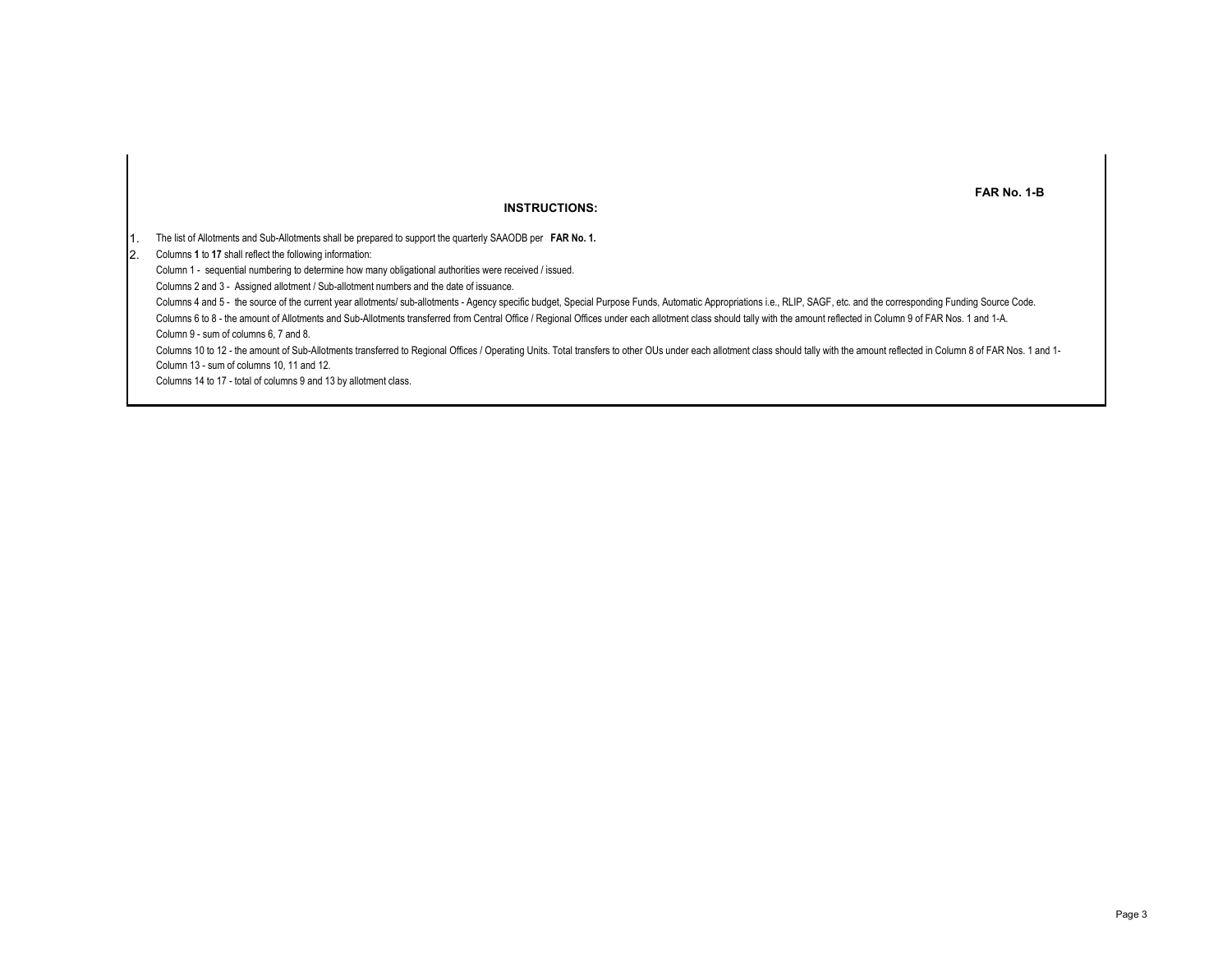**FAR No. 1-B**

## INSTRUCTIONS:

1. The list of Allotments and Sub-Allotments shall be prepared to support the quarterly SAAODB per **FAR No. 1.**
2. Columns **1** to **17** shall reflect the following information:

   Column 1 - sequential numbering to determine how many obligational authorities were received / issued.

   Columns 2 and 3 - Assigned allotment / Sub-allotment numbers and the date of issuance.

   Columns 4 and 5 - the source of the current year allotments/ sub-allotments - Agency specific budget, Special Purpose Funds, Automatic Appropriations i.e., RLIP, SAGF, etc. and the corresponding Funding Source Code.

   Columns 6 to 8 - the amount of Allotments and Sub-Allotments transferred from Central Office / Regional Offices under each allotment class should tally with the amount reflected in Column 9 of FAR Nos. 1 and 1-A.

   Column 9 - sum of columns 6, 7 and 8.

   Columns 10 to 12 - the amount of Sub-Allotments transferred to Regional Offices / Operating Units. Total transfers to other OUs under each allotment class should tally with the amount reflected in Column 8 of FAR Nos. 1 and 1-

   Column 13 - sum of columns 10, 11 and 12.

   Columns 14 to 17 - total of columns 9 and 13 by allotment class.